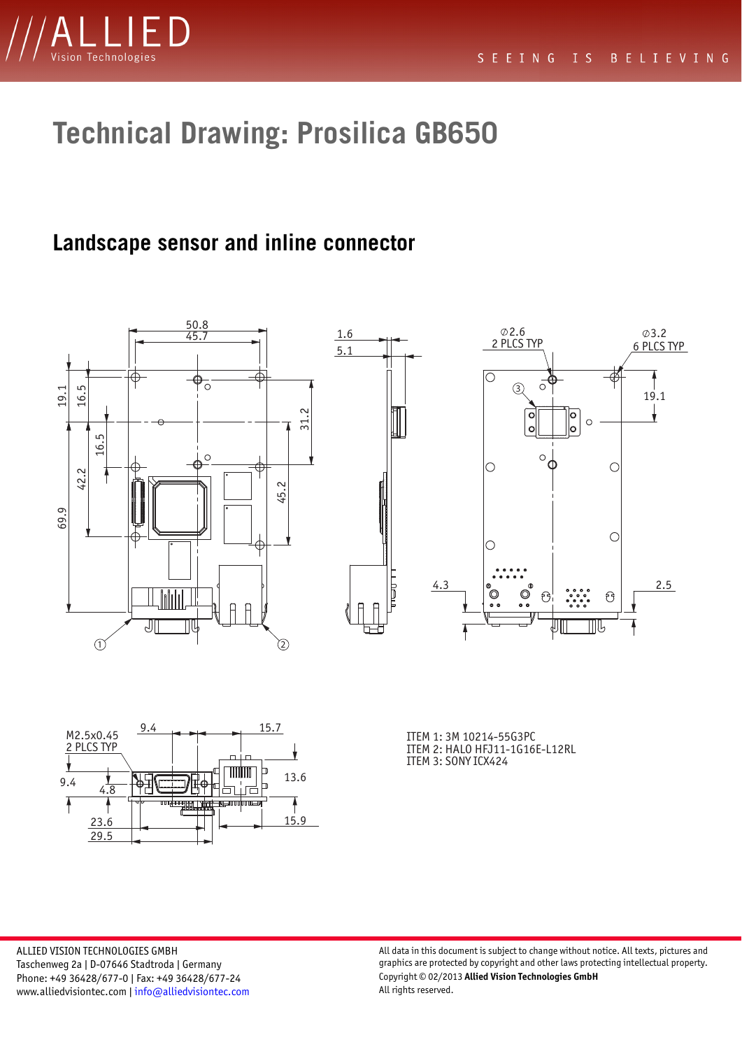# Technical Drawing: Prosilica GB650

## Landscape sensor and inline connector

ITEM 1: 3M 10214-55G3PC
ITEM 2: HALO HFJ11-1G16E-L12RL
ITEM 3: SONY ICX424

ALLIED VISION TECHNOLOGIES GMBH
Taschenweg 2a | D-07646 Stadtroda | Germany
Phone: +49 36428/677-0 | Fax: +49 36428/677-24
www.alliedvisiontec.com | info@alliedvisiontec.com

All data in this document is subject to change without notice. All texts, pictures and graphics are protected by copyright and other laws protecting intellectual property.
Copyright © 02/2013 **Allied Vision Technologies GmbH**
All rights reserved.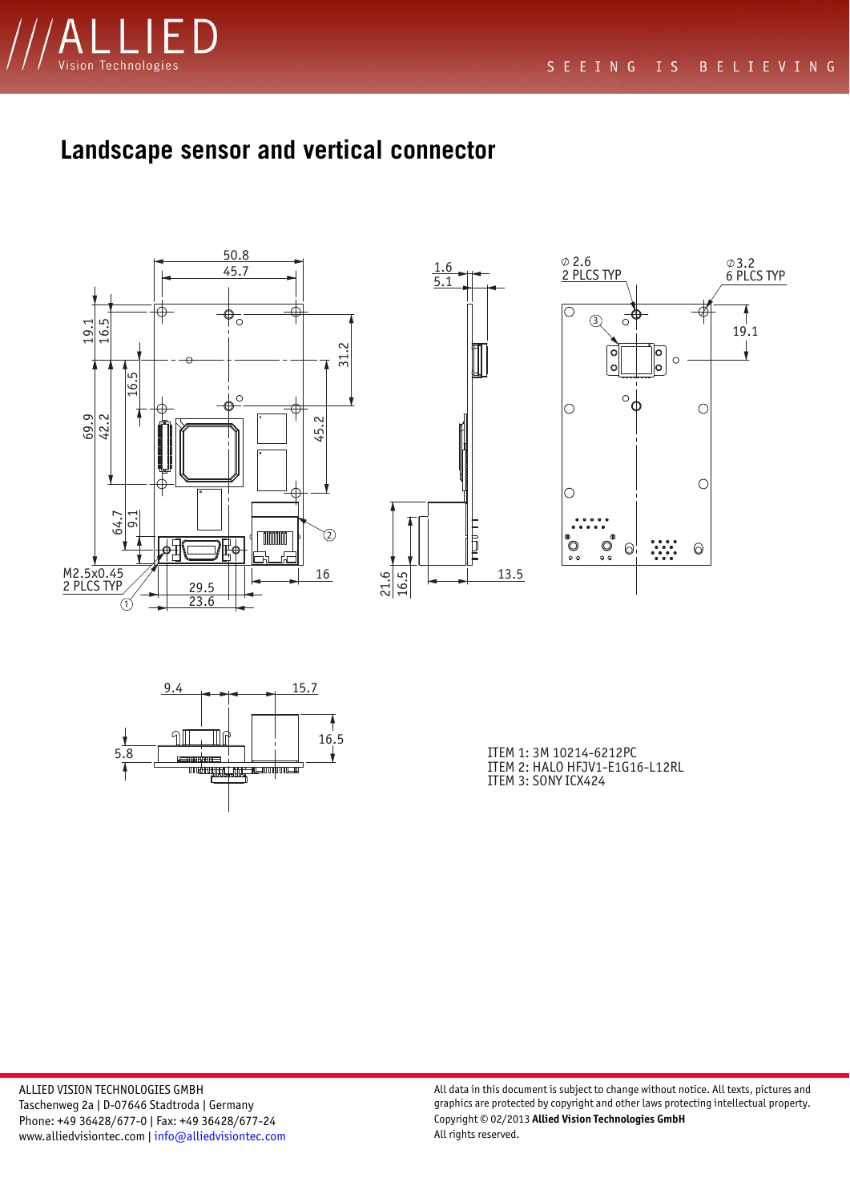# Landscape sensor and vertical connector

ITEM 1: 3M 10214-6212PC
ITEM 2: HALO HFJV1-E1G16-L12RL
ITEM 3: SONY ICX424

ALLIED VISION TECHNOLOGIES GMBH
Taschenweg 2a | D-07646 Stadtroda | Germany
Phone: +49 36428/677-0 | Fax: +49 36428/677-24
www.alliedvisiontec.com | info@alliedvisiontec.com

All data in this document is subject to change without notice. All texts, pictures and graphics are protected by copyright and other laws protecting intellectual property.
Copyright © 02/2013 **Allied Vision Technologies GmbH**
All rights reserved.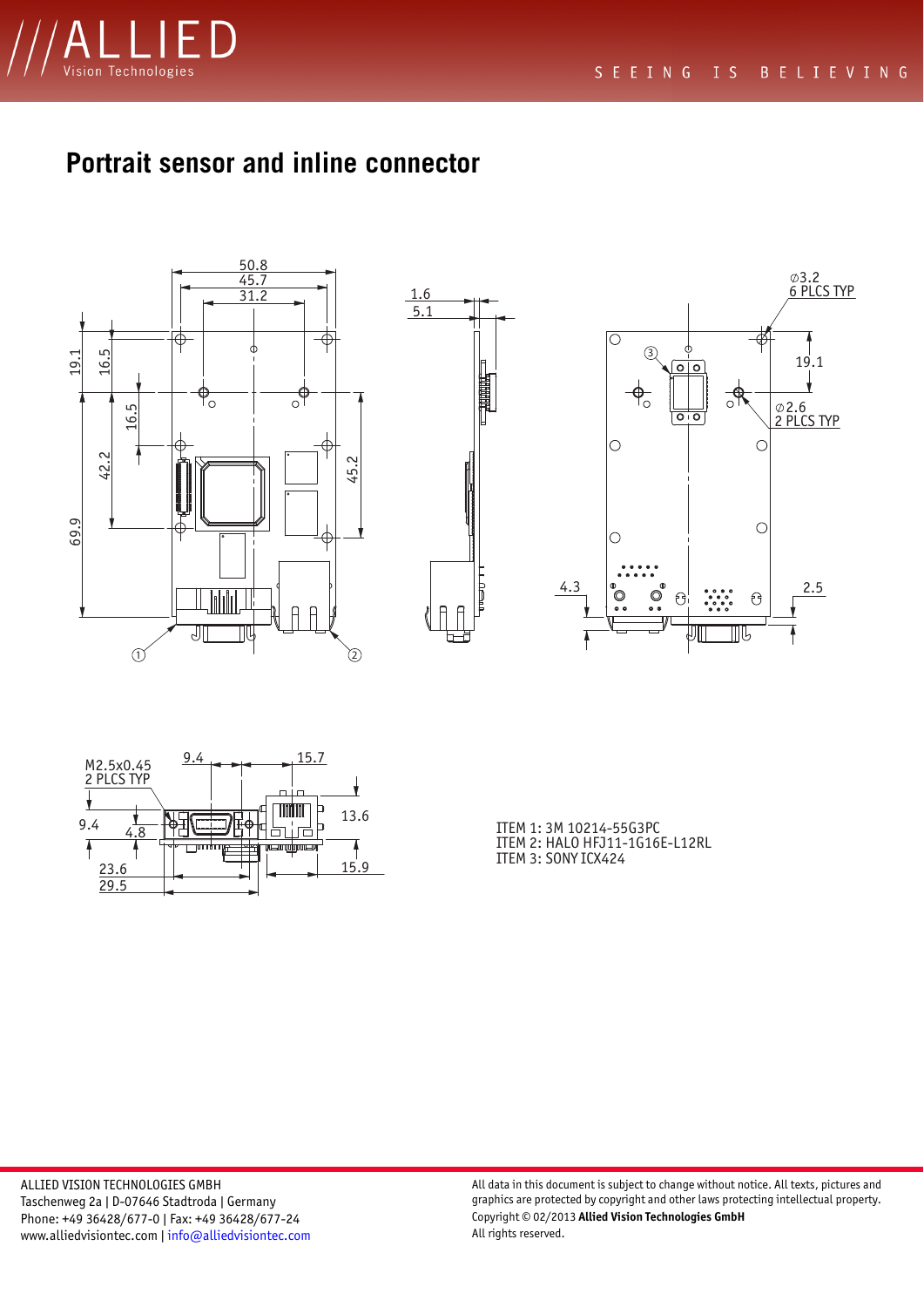## Portrait sensor and inline connector

ITEM 1: 3M 10214-55G3PC
ITEM 2: HALO HFJ11-1G16E-L12RL
ITEM 3: SONY ICX424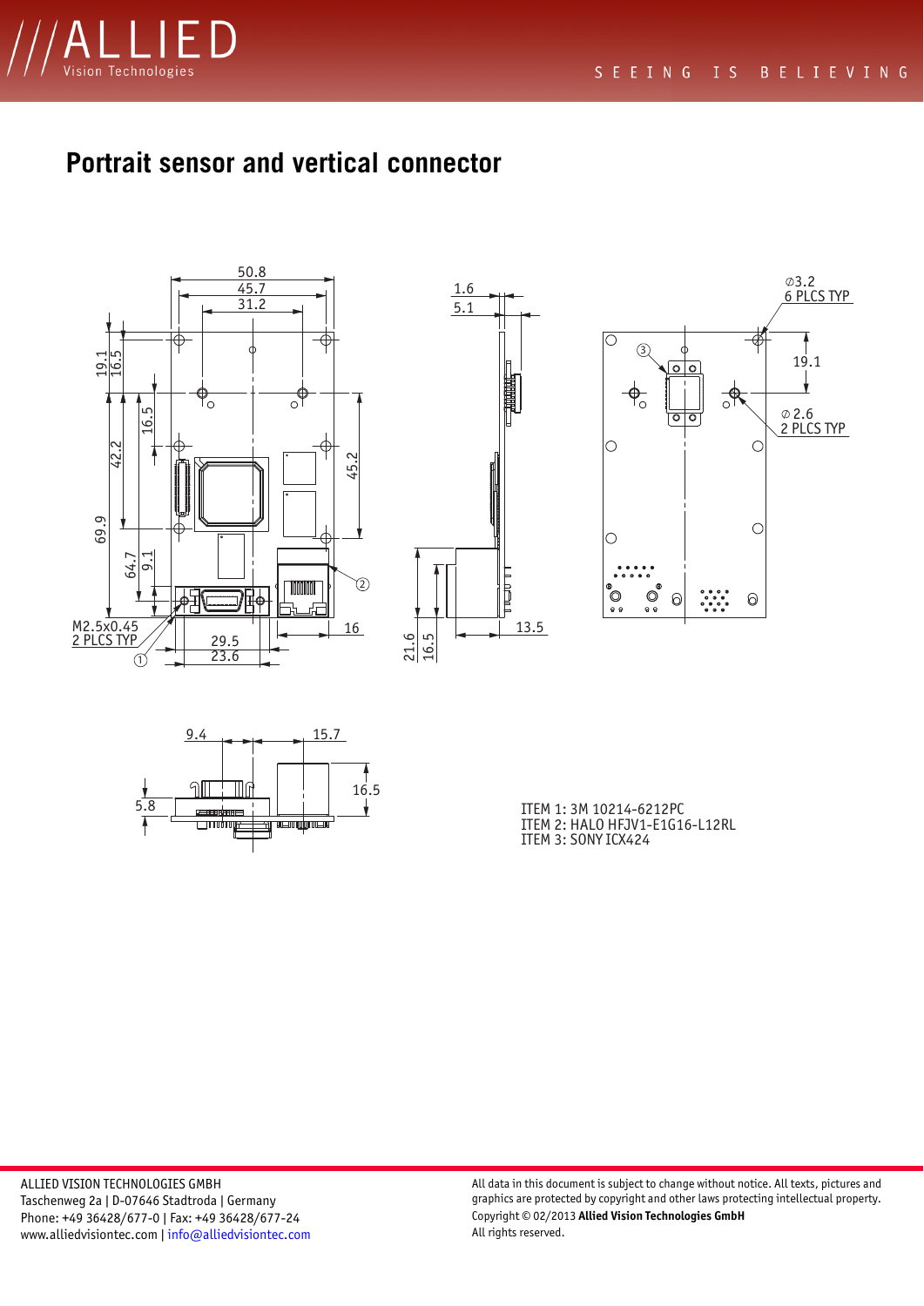# Portrait sensor and vertical connector

50.8
45.7
31.2
19.1
16.5
16.5
42.2
45.2
69.9
64.7
9.1
M2.5x0.45
2 PLCS TYP
29.5
23.6
16
1.6
5.1
21.6
16.5
13.5
∅3.2
6 PLCS TYP
19.1
∅ 2.6
2 PLCS TYP
9.4
15.7
5.8
16.5

ITEM 1: 3M 10214-6212PC
ITEM 2: HALO HFJV1-E1G16-L12RL
ITEM 3: SONY ICX424

ALLIED VISION TECHNOLOGIES GMBH
Taschenweg 2a | D-07646 Stadtroda | Germany
Phone: +49 36428/677-0 | Fax: +49 36428/677-24
www.alliedvisiontec.com | info@alliedvisiontec.com

All data in this document is subject to change without notice. All texts, pictures and graphics are protected by copyright and other laws protecting intellectual property.
Copyright © 02/2013 **Allied Vision Technologies GmbH**
All rights reserved.